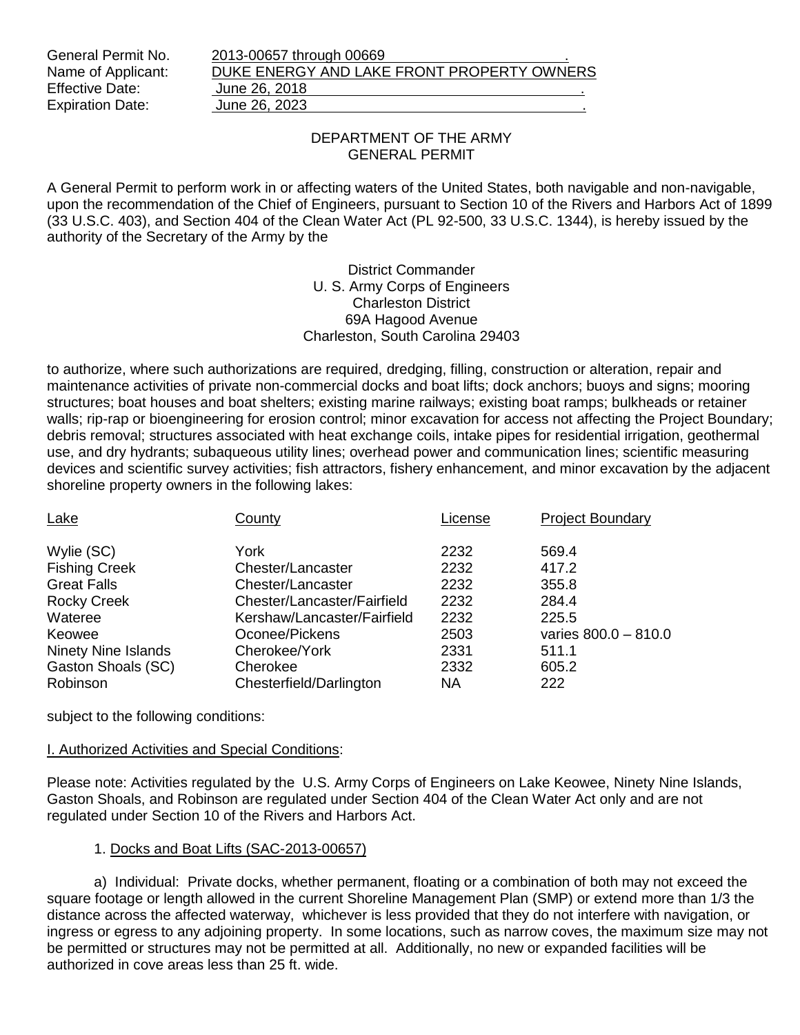General Permit No. 2013-00657 through 00669
Name of Applicant: DUKE ENERGY AND LAKE FRONT PROPERTY OWNERS
Effective Date: June 26, 2018
Expiration Date: June 26, 2023

## DEPARTMENT OF THE ARMY
## GENERAL PERMIT

A General Permit to perform work in or affecting waters of the United States, both navigable and non-navigable, upon the recommendation of the Chief of Engineers, pursuant to Section 10 of the Rivers and Harbors Act of 1899 (33 U.S.C. 403), and Section 404 of the Clean Water Act (PL 92-500, 33 U.S.C. 1344), is hereby issued by the authority of the Secretary of the Army by the

District Commander
U. S. Army Corps of Engineers
Charleston District
69A Hagood Avenue
Charleston, South Carolina 29403

to authorize, where such authorizations are required, dredging, filling, construction or alteration, repair and maintenance activities of private non-commercial docks and boat lifts; dock anchors; buoys and signs; mooring structures; boat houses and boat shelters; existing marine railways; existing boat ramps; bulkheads or retainer walls; rip-rap or bioengineering for erosion control; minor excavation for access not affecting the Project Boundary; debris removal; structures associated with heat exchange coils, intake pipes for residential irrigation, geothermal use, and dry hydrants; subaqueous utility lines; overhead power and communication lines; scientific measuring devices and scientific survey activities; fish attractors, fishery enhancement, and minor excavation by the adjacent shoreline property owners in the following lakes:

| Lake | County | License | Project Boundary |
|---|---|---|---|
| Wylie (SC) | York | 2232 | 569.4 |
| Fishing Creek | Chester/Lancaster | 2232 | 417.2 |
| Great Falls | Chester/Lancaster | 2232 | 355.8 |
| Rocky Creek | Chester/Lancaster/Fairfield | 2232 | 284.4 |
| Wateree | Kershaw/Lancaster/Fairfield | 2232 | 225.5 |
| Keowee | Oconee/Pickens | 2503 | varies 800.0 – 810.0 |
| Ninety Nine Islands | Cherokee/York | 2331 | 511.1 |
| Gaston Shoals (SC) | Cherokee | 2332 | 605.2 |
| Robinson | Chesterfield/Darlington | NA | 222 |

subject to the following conditions:

### I. Authorized Activities and Special Conditions:

Please note: Activities regulated by the U.S. Army Corps of Engineers on Lake Keowee, Ninety Nine Islands, Gaston Shoals, and Robinson are regulated under Section 404 of the Clean Water Act only and are not regulated under Section 10 of the Rivers and Harbors Act.

1. Docks and Boat Lifts (SAC-2013-00657)

a) Individual: Private docks, whether permanent, floating or a combination of both may not exceed the square footage or length allowed in the current Shoreline Management Plan (SMP) or extend more than 1/3 the distance across the affected waterway, whichever is less provided that they do not interfere with navigation, or ingress or egress to any adjoining property. In some locations, such as narrow coves, the maximum size may not be permitted or structures may not be permitted at all. Additionally, no new or expanded facilities will be authorized in cove areas less than 25 ft. wide.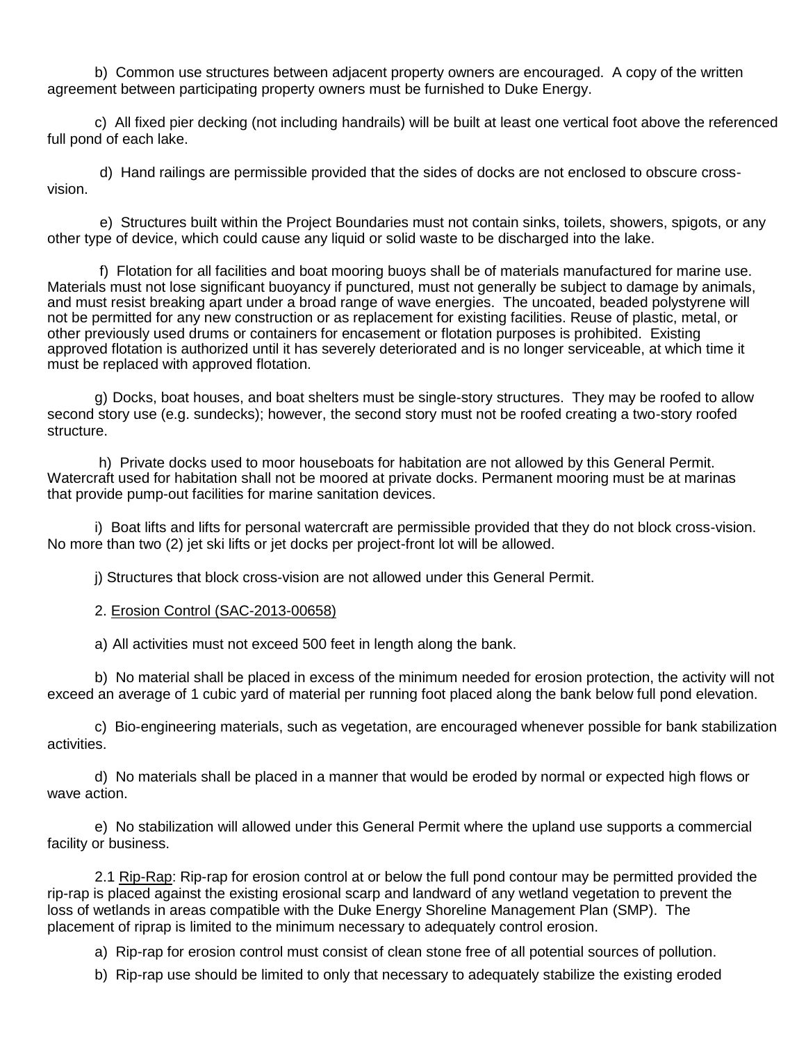b) Common use structures between adjacent property owners are encouraged. A copy of the written agreement between participating property owners must be furnished to Duke Energy.

c) All fixed pier decking (not including handrails) will be built at least one vertical foot above the referenced full pond of each lake.

d) Hand railings are permissible provided that the sides of docks are not enclosed to obscure cross-vision.

e) Structures built within the Project Boundaries must not contain sinks, toilets, showers, spigots, or any other type of device, which could cause any liquid or solid waste to be discharged into the lake.

f) Flotation for all facilities and boat mooring buoys shall be of materials manufactured for marine use. Materials must not lose significant buoyancy if punctured, must not generally be subject to damage by animals, and must resist breaking apart under a broad range of wave energies. The uncoated, beaded polystyrene will not be permitted for any new construction or as replacement for existing facilities. Reuse of plastic, metal, or other previously used drums or containers for encasement or flotation purposes is prohibited. Existing approved flotation is authorized until it has severely deteriorated and is no longer serviceable, at which time it must be replaced with approved flotation.

g) Docks, boat houses, and boat shelters must be single-story structures. They may be roofed to allow second story use (e.g. sundecks); however, the second story must not be roofed creating a two-story roofed structure.

h) Private docks used to moor houseboats for habitation are not allowed by this General Permit. Watercraft used for habitation shall not be moored at private docks. Permanent mooring must be at marinas that provide pump-out facilities for marine sanitation devices.

i) Boat lifts and lifts for personal watercraft are permissible provided that they do not block cross-vision. No more than two (2) jet ski lifts or jet docks per project-front lot will be allowed.

j) Structures that block cross-vision are not allowed under this General Permit.

2. Erosion Control (SAC-2013-00658)

a) All activities must not exceed 500 feet in length along the bank.

b) No material shall be placed in excess of the minimum needed for erosion protection, the activity will not exceed an average of 1 cubic yard of material per running foot placed along the bank below full pond elevation.

c) Bio-engineering materials, such as vegetation, are encouraged whenever possible for bank stabilization activities.

d) No materials shall be placed in a manner that would be eroded by normal or expected high flows or wave action.

e) No stabilization will allowed under this General Permit where the upland use supports a commercial facility or business.

2.1 Rip-Rap: Rip-rap for erosion control at or below the full pond contour may be permitted provided the rip-rap is placed against the existing erosional scarp and landward of any wetland vegetation to prevent the loss of wetlands in areas compatible with the Duke Energy Shoreline Management Plan (SMP). The placement of riprap is limited to the minimum necessary to adequately control erosion.

a) Rip-rap for erosion control must consist of clean stone free of all potential sources of pollution.

b) Rip-rap use should be limited to only that necessary to adequately stabilize the existing eroded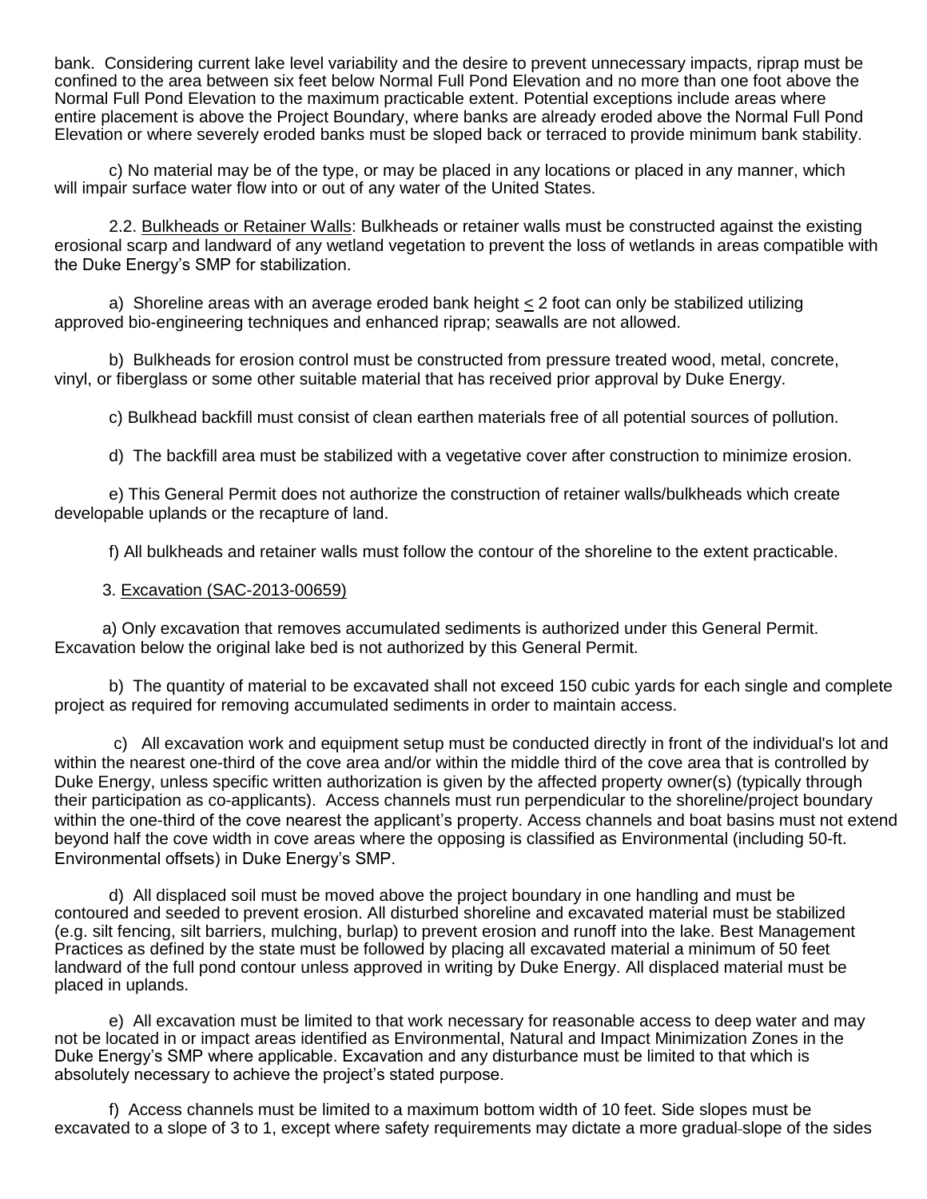bank. Considering current lake level variability and the desire to prevent unnecessary impacts, riprap must be confined to the area between six feet below Normal Full Pond Elevation and no more than one foot above the Normal Full Pond Elevation to the maximum practicable extent. Potential exceptions include areas where entire placement is above the Project Boundary, where banks are already eroded above the Normal Full Pond Elevation or where severely eroded banks must be sloped back or terraced to provide minimum bank stability.

c) No material may be of the type, or may be placed in any locations or placed in any manner, which will impair surface water flow into or out of any water of the United States.

2.2. Bulkheads or Retainer Walls: Bulkheads or retainer walls must be constructed against the existing erosional scarp and landward of any wetland vegetation to prevent the loss of wetlands in areas compatible with the Duke Energy's SMP for stabilization.

a) Shoreline areas with an average eroded bank height ≤ 2 foot can only be stabilized utilizing approved bio-engineering techniques and enhanced riprap; seawalls are not allowed.

b) Bulkheads for erosion control must be constructed from pressure treated wood, metal, concrete, vinyl, or fiberglass or some other suitable material that has received prior approval by Duke Energy.

c) Bulkhead backfill must consist of clean earthen materials free of all potential sources of pollution.

d) The backfill area must be stabilized with a vegetative cover after construction to minimize erosion.

e) This General Permit does not authorize the construction of retainer walls/bulkheads which create developable uplands or the recapture of land.

f) All bulkheads and retainer walls must follow the contour of the shoreline to the extent practicable.

3. Excavation (SAC-2013-00659)

a) Only excavation that removes accumulated sediments is authorized under this General Permit. Excavation below the original lake bed is not authorized by this General Permit.

b) The quantity of material to be excavated shall not exceed 150 cubic yards for each single and complete project as required for removing accumulated sediments in order to maintain access.

c) All excavation work and equipment setup must be conducted directly in front of the individual's lot and within the nearest one-third of the cove area and/or within the middle third of the cove area that is controlled by Duke Energy, unless specific written authorization is given by the affected property owner(s) (typically through their participation as co-applicants). Access channels must run perpendicular to the shoreline/project boundary within the one-third of the cove nearest the applicant's property. Access channels and boat basins must not extend beyond half the cove width in cove areas where the opposing is classified as Environmental (including 50-ft. Environmental offsets) in Duke Energy's SMP.

d) All displaced soil must be moved above the project boundary in one handling and must be contoured and seeded to prevent erosion. All disturbed shoreline and excavated material must be stabilized (e.g. silt fencing, silt barriers, mulching, burlap) to prevent erosion and runoff into the lake. Best Management Practices as defined by the state must be followed by placing all excavated material a minimum of 50 feet landward of the full pond contour unless approved in writing by Duke Energy. All displaced material must be placed in uplands.

e) All excavation must be limited to that work necessary for reasonable access to deep water and may not be located in or impact areas identified as Environmental, Natural and Impact Minimization Zones in the Duke Energy's SMP where applicable. Excavation and any disturbance must be limited to that which is absolutely necessary to achieve the project's stated purpose.

f) Access channels must be limited to a maximum bottom width of 10 feet. Side slopes must be excavated to a slope of 3 to 1, except where safety requirements may dictate a more gradual slope of the sides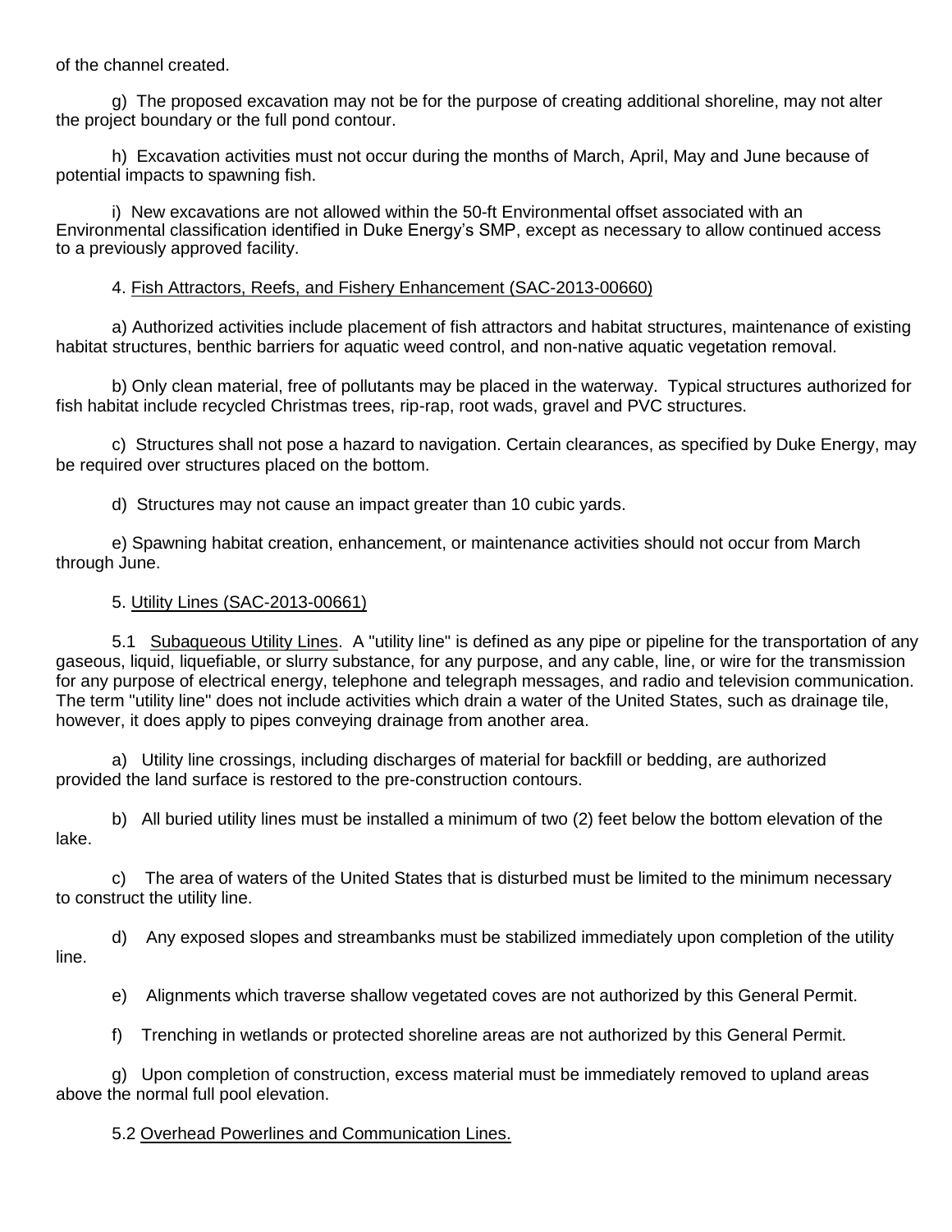of the channel created.

g) The proposed excavation may not be for the purpose of creating additional shoreline, may not alter the project boundary or the full pond contour.

h) Excavation activities must not occur during the months of March, April, May and June because of potential impacts to spawning fish.

i) New excavations are not allowed within the 50-ft Environmental offset associated with an Environmental classification identified in Duke Energy's SMP, except as necessary to allow continued access to a previously approved facility.

4. <u>Fish Attractors, Reefs, and Fishery Enhancement (SAC-2013-00660)</u>

a) Authorized activities include placement of fish attractors and habitat structures, maintenance of existing habitat structures, benthic barriers for aquatic weed control, and non-native aquatic vegetation removal.

b) Only clean material, free of pollutants may be placed in the waterway. Typical structures authorized for fish habitat include recycled Christmas trees, rip-rap, root wads, gravel and PVC structures.

c) Structures shall not pose a hazard to navigation. Certain clearances, as specified by Duke Energy, may be required over structures placed on the bottom.

d) Structures may not cause an impact greater than 10 cubic yards.

e) Spawning habitat creation, enhancement, or maintenance activities should not occur from March through June.

5. <u>Utility Lines (SAC-2013-00661)</u>

5.1 <u>Subaqueous Utility Lines</u>. A "utility line" is defined as any pipe or pipeline for the transportation of any gaseous, liquid, liquefiable, or slurry substance, for any purpose, and any cable, line, or wire for the transmission for any purpose of electrical energy, telephone and telegraph messages, and radio and television communication. The term "utility line" does not include activities which drain a water of the United States, such as drainage tile, however, it does apply to pipes conveying drainage from another area.

a) Utility line crossings, including discharges of material for backfill or bedding, are authorized provided the land surface is restored to the pre-construction contours.

b) All buried utility lines must be installed a minimum of two (2) feet below the bottom elevation of the lake.

c) The area of waters of the United States that is disturbed must be limited to the minimum necessary to construct the utility line.

d) Any exposed slopes and streambanks must be stabilized immediately upon completion of the utility line.

e) Alignments which traverse shallow vegetated coves are not authorized by this General Permit.

f) Trenching in wetlands or protected shoreline areas are not authorized by this General Permit.

g) Upon completion of construction, excess material must be immediately removed to upland areas above the normal full pool elevation.

5.2 <u>Overhead Powerlines and Communication Lines.</u>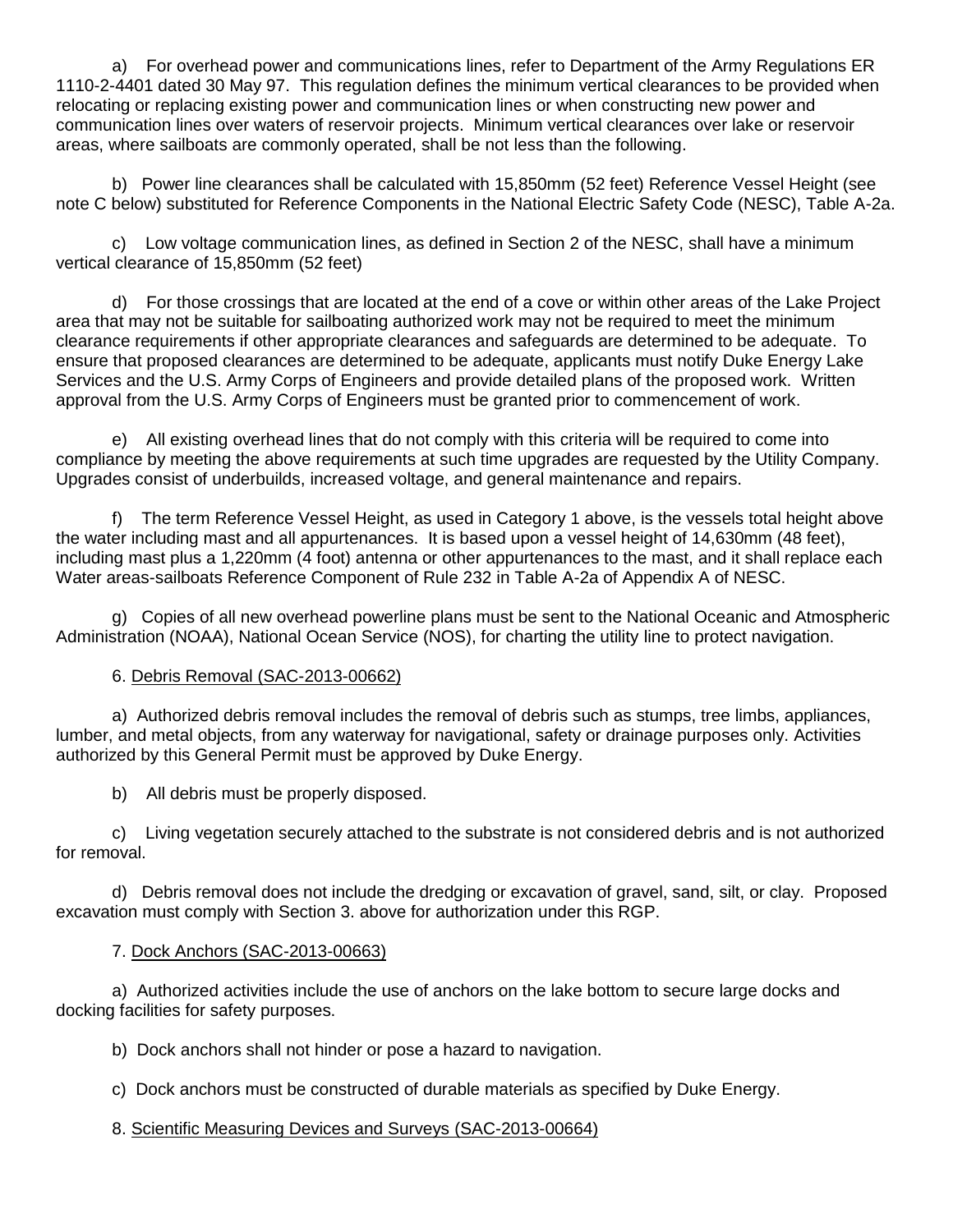a) For overhead power and communications lines, refer to Department of the Army Regulations ER 1110-2-4401 dated 30 May 97. This regulation defines the minimum vertical clearances to be provided when relocating or replacing existing power and communication lines or when constructing new power and communication lines over waters of reservoir projects. Minimum vertical clearances over lake or reservoir areas, where sailboats are commonly operated, shall be not less than the following.

b) Power line clearances shall be calculated with 15,850mm (52 feet) Reference Vessel Height (see note C below) substituted for Reference Components in the National Electric Safety Code (NESC), Table A-2a.

c) Low voltage communication lines, as defined in Section 2 of the NESC, shall have a minimum vertical clearance of 15,850mm (52 feet)

d) For those crossings that are located at the end of a cove or within other areas of the Lake Project area that may not be suitable for sailboating authorized work may not be required to meet the minimum clearance requirements if other appropriate clearances and safeguards are determined to be adequate. To ensure that proposed clearances are determined to be adequate, applicants must notify Duke Energy Lake Services and the U.S. Army Corps of Engineers and provide detailed plans of the proposed work. Written approval from the U.S. Army Corps of Engineers must be granted prior to commencement of work.

e) All existing overhead lines that do not comply with this criteria will be required to come into compliance by meeting the above requirements at such time upgrades are requested by the Utility Company. Upgrades consist of underbuilds, increased voltage, and general maintenance and repairs.

f) The term Reference Vessel Height, as used in Category 1 above, is the vessels total height above the water including mast and all appurtenances. It is based upon a vessel height of 14,630mm (48 feet), including mast plus a 1,220mm (4 foot) antenna or other appurtenances to the mast, and it shall replace each Water areas-sailboats Reference Component of Rule 232 in Table A-2a of Appendix A of NESC.

g) Copies of all new overhead powerline plans must be sent to the National Oceanic and Atmospheric Administration (NOAA), National Ocean Service (NOS), for charting the utility line to protect navigation.

6. Debris Removal (SAC-2013-00662)

a) Authorized debris removal includes the removal of debris such as stumps, tree limbs, appliances, lumber, and metal objects, from any waterway for navigational, safety or drainage purposes only. Activities authorized by this General Permit must be approved by Duke Energy.

b) All debris must be properly disposed.

c) Living vegetation securely attached to the substrate is not considered debris and is not authorized for removal.

d) Debris removal does not include the dredging or excavation of gravel, sand, silt, or clay. Proposed excavation must comply with Section 3. above for authorization under this RGP.

7. Dock Anchors (SAC-2013-00663)

a) Authorized activities include the use of anchors on the lake bottom to secure large docks and docking facilities for safety purposes.

b) Dock anchors shall not hinder or pose a hazard to navigation.

c) Dock anchors must be constructed of durable materials as specified by Duke Energy.

8. Scientific Measuring Devices and Surveys (SAC-2013-00664)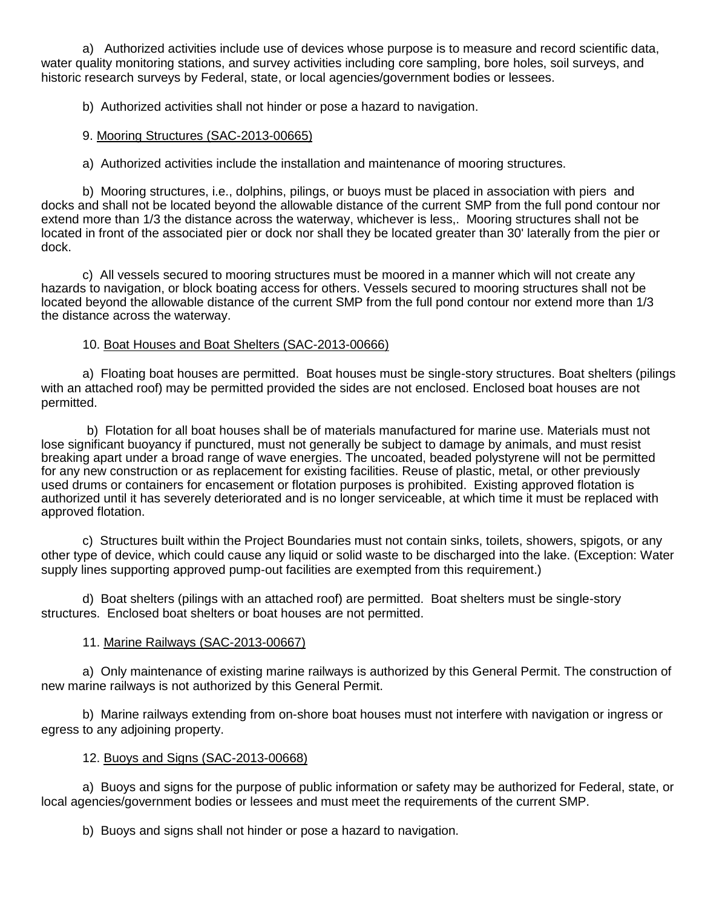a) Authorized activities include use of devices whose purpose is to measure and record scientific data, water quality monitoring stations, and survey activities including core sampling, bore holes, soil surveys, and historic research surveys by Federal, state, or local agencies/government bodies or lessees.

b) Authorized activities shall not hinder or pose a hazard to navigation.

9. Mooring Structures (SAC-2013-00665)

a) Authorized activities include the installation and maintenance of mooring structures.

b) Mooring structures, i.e., dolphins, pilings, or buoys must be placed in association with piers and docks and shall not be located beyond the allowable distance of the current SMP from the full pond contour nor extend more than 1/3 the distance across the waterway, whichever is less,. Mooring structures shall not be located in front of the associated pier or dock nor shall they be located greater than 30' laterally from the pier or dock.

c) All vessels secured to mooring structures must be moored in a manner which will not create any hazards to navigation, or block boating access for others. Vessels secured to mooring structures shall not be located beyond the allowable distance of the current SMP from the full pond contour nor extend more than 1/3 the distance across the waterway.

10. Boat Houses and Boat Shelters (SAC-2013-00666)

a) Floating boat houses are permitted. Boat houses must be single-story structures. Boat shelters (pilings with an attached roof) may be permitted provided the sides are not enclosed. Enclosed boat houses are not permitted.

b) Flotation for all boat houses shall be of materials manufactured for marine use. Materials must not lose significant buoyancy if punctured, must not generally be subject to damage by animals, and must resist breaking apart under a broad range of wave energies. The uncoated, beaded polystyrene will not be permitted for any new construction or as replacement for existing facilities. Reuse of plastic, metal, or other previously used drums or containers for encasement or flotation purposes is prohibited. Existing approved flotation is authorized until it has severely deteriorated and is no longer serviceable, at which time it must be replaced with approved flotation.

c) Structures built within the Project Boundaries must not contain sinks, toilets, showers, spigots, or any other type of device, which could cause any liquid or solid waste to be discharged into the lake. (Exception: Water supply lines supporting approved pump-out facilities are exempted from this requirement.)

d) Boat shelters (pilings with an attached roof) are permitted. Boat shelters must be single-story structures. Enclosed boat shelters or boat houses are not permitted.

11. Marine Railways (SAC-2013-00667)

a) Only maintenance of existing marine railways is authorized by this General Permit. The construction of new marine railways is not authorized by this General Permit.

b) Marine railways extending from on-shore boat houses must not interfere with navigation or ingress or egress to any adjoining property.

12. Buoys and Signs (SAC-2013-00668)

a) Buoys and signs for the purpose of public information or safety may be authorized for Federal, state, or local agencies/government bodies or lessees and must meet the requirements of the current SMP.

b) Buoys and signs shall not hinder or pose a hazard to navigation.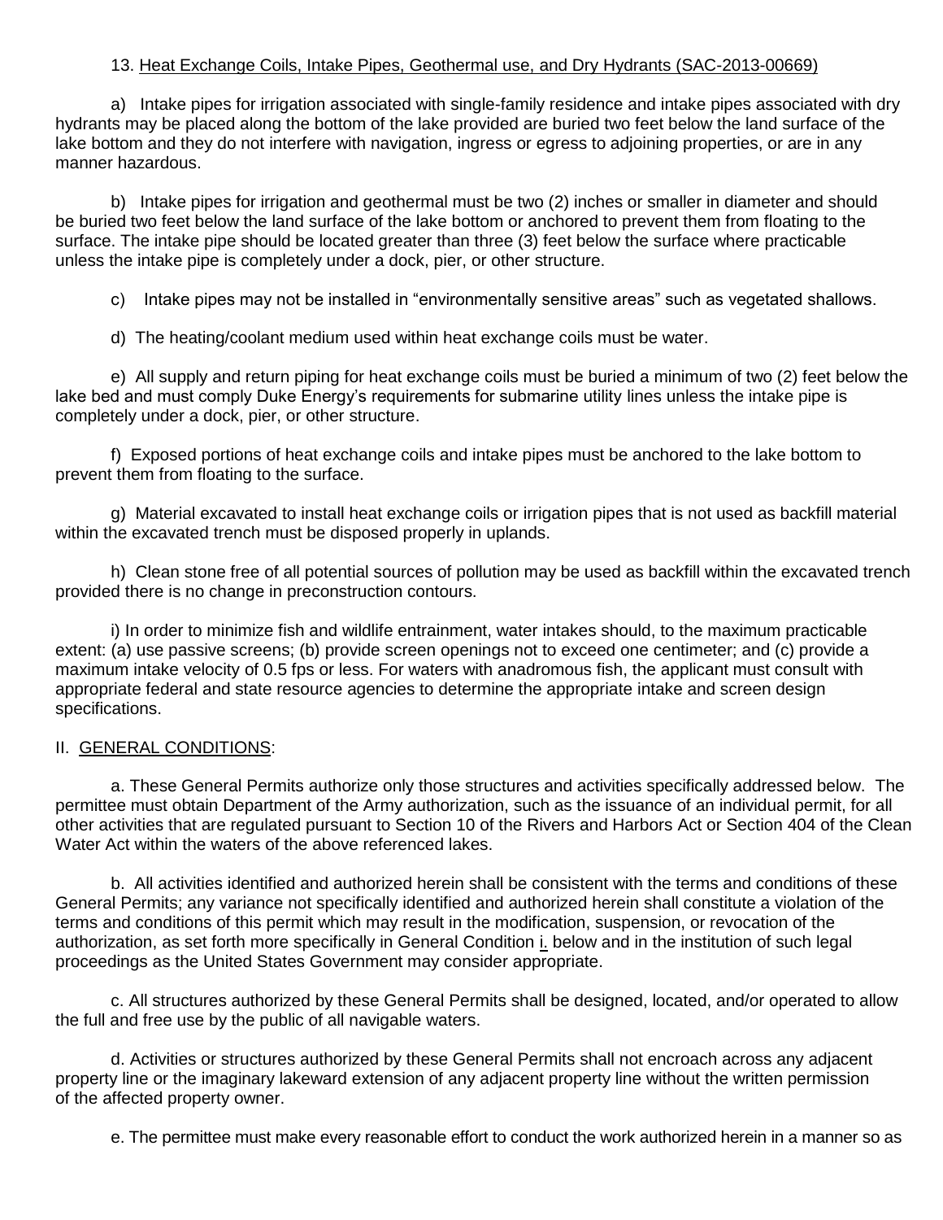13. Heat Exchange Coils, Intake Pipes, Geothermal use, and Dry Hydrants (SAC-2013-00669)

a) Intake pipes for irrigation associated with single-family residence and intake pipes associated with dry hydrants may be placed along the bottom of the lake provided are buried two feet below the land surface of the lake bottom and they do not interfere with navigation, ingress or egress to adjoining properties, or are in any manner hazardous.

b) Intake pipes for irrigation and geothermal must be two (2) inches or smaller in diameter and should be buried two feet below the land surface of the lake bottom or anchored to prevent them from floating to the surface. The intake pipe should be located greater than three (3) feet below the surface where practicable unless the intake pipe is completely under a dock, pier, or other structure.

c) Intake pipes may not be installed in "environmentally sensitive areas" such as vegetated shallows.

d) The heating/coolant medium used within heat exchange coils must be water.

e) All supply and return piping for heat exchange coils must be buried a minimum of two (2) feet below the lake bed and must comply Duke Energy's requirements for submarine utility lines unless the intake pipe is completely under a dock, pier, or other structure.

f) Exposed portions of heat exchange coils and intake pipes must be anchored to the lake bottom to prevent them from floating to the surface.

g) Material excavated to install heat exchange coils or irrigation pipes that is not used as backfill material within the excavated trench must be disposed properly in uplands.

h) Clean stone free of all potential sources of pollution may be used as backfill within the excavated trench provided there is no change in preconstruction contours.

i) In order to minimize fish and wildlife entrainment, water intakes should, to the maximum practicable extent: (a) use passive screens; (b) provide screen openings not to exceed one centimeter; and (c) provide a maximum intake velocity of 0.5 fps or less. For waters with anadromous fish, the applicant must consult with appropriate federal and state resource agencies to determine the appropriate intake and screen design specifications.

II. GENERAL CONDITIONS:

a. These General Permits authorize only those structures and activities specifically addressed below. The permittee must obtain Department of the Army authorization, such as the issuance of an individual permit, for all other activities that are regulated pursuant to Section 10 of the Rivers and Harbors Act or Section 404 of the Clean Water Act within the waters of the above referenced lakes.

b. All activities identified and authorized herein shall be consistent with the terms and conditions of these General Permits; any variance not specifically identified and authorized herein shall constitute a violation of the terms and conditions of this permit which may result in the modification, suspension, or revocation of the authorization, as set forth more specifically in General Condition i. below and in the institution of such legal proceedings as the United States Government may consider appropriate.

c. All structures authorized by these General Permits shall be designed, located, and/or operated to allow the full and free use by the public of all navigable waters.

d. Activities or structures authorized by these General Permits shall not encroach across any adjacent property line or the imaginary lakeward extension of any adjacent property line without the written permission of the affected property owner.

e. The permittee must make every reasonable effort to conduct the work authorized herein in a manner so as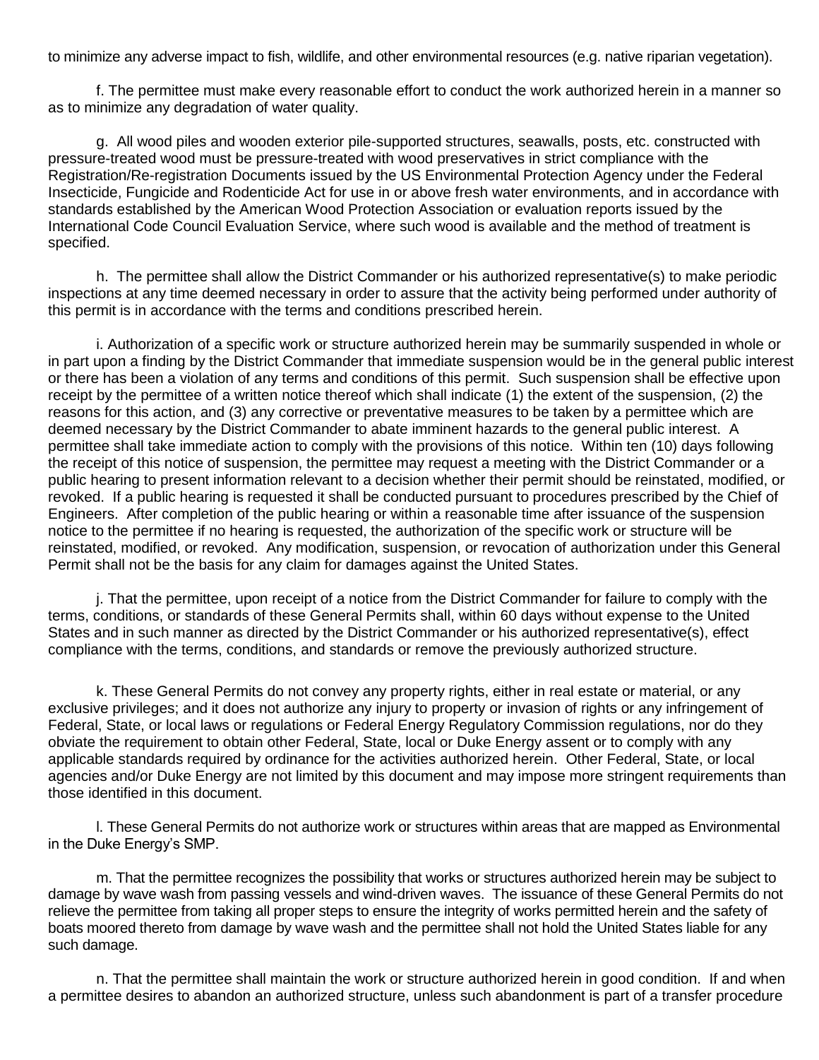to minimize any adverse impact to fish, wildlife, and other environmental resources (e.g. native riparian vegetation).

f. The permittee must make every reasonable effort to conduct the work authorized herein in a manner so as to minimize any degradation of water quality.

g. All wood piles and wooden exterior pile-supported structures, seawalls, posts, etc. constructed with pressure-treated wood must be pressure-treated with wood preservatives in strict compliance with the Registration/Re-registration Documents issued by the US Environmental Protection Agency under the Federal Insecticide, Fungicide and Rodenticide Act for use in or above fresh water environments, and in accordance with standards established by the American Wood Protection Association or evaluation reports issued by the International Code Council Evaluation Service, where such wood is available and the method of treatment is specified.

h. The permittee shall allow the District Commander or his authorized representative(s) to make periodic inspections at any time deemed necessary in order to assure that the activity being performed under authority of this permit is in accordance with the terms and conditions prescribed herein.

i. Authorization of a specific work or structure authorized herein may be summarily suspended in whole or in part upon a finding by the District Commander that immediate suspension would be in the general public interest or there has been a violation of any terms and conditions of this permit. Such suspension shall be effective upon receipt by the permittee of a written notice thereof which shall indicate (1) the extent of the suspension, (2) the reasons for this action, and (3) any corrective or preventative measures to be taken by a permittee which are deemed necessary by the District Commander to abate imminent hazards to the general public interest. A permittee shall take immediate action to comply with the provisions of this notice. Within ten (10) days following the receipt of this notice of suspension, the permittee may request a meeting with the District Commander or a public hearing to present information relevant to a decision whether their permit should be reinstated, modified, or revoked. If a public hearing is requested it shall be conducted pursuant to procedures prescribed by the Chief of Engineers. After completion of the public hearing or within a reasonable time after issuance of the suspension notice to the permittee if no hearing is requested, the authorization of the specific work or structure will be reinstated, modified, or revoked. Any modification, suspension, or revocation of authorization under this General Permit shall not be the basis for any claim for damages against the United States.

j. That the permittee, upon receipt of a notice from the District Commander for failure to comply with the terms, conditions, or standards of these General Permits shall, within 60 days without expense to the United States and in such manner as directed by the District Commander or his authorized representative(s), effect compliance with the terms, conditions, and standards or remove the previously authorized structure.

k. These General Permits do not convey any property rights, either in real estate or material, or any exclusive privileges; and it does not authorize any injury to property or invasion of rights or any infringement of Federal, State, or local laws or regulations or Federal Energy Regulatory Commission regulations, nor do they obviate the requirement to obtain other Federal, State, local or Duke Energy assent or to comply with any applicable standards required by ordinance for the activities authorized herein. Other Federal, State, or local agencies and/or Duke Energy are not limited by this document and may impose more stringent requirements than those identified in this document.

l. These General Permits do not authorize work or structures within areas that are mapped as Environmental in the Duke Energy's SMP.

m. That the permittee recognizes the possibility that works or structures authorized herein may be subject to damage by wave wash from passing vessels and wind-driven waves. The issuance of these General Permits do not relieve the permittee from taking all proper steps to ensure the integrity of works permitted herein and the safety of boats moored thereto from damage by wave wash and the permittee shall not hold the United States liable for any such damage.

n. That the permittee shall maintain the work or structure authorized herein in good condition. If and when a permittee desires to abandon an authorized structure, unless such abandonment is part of a transfer procedure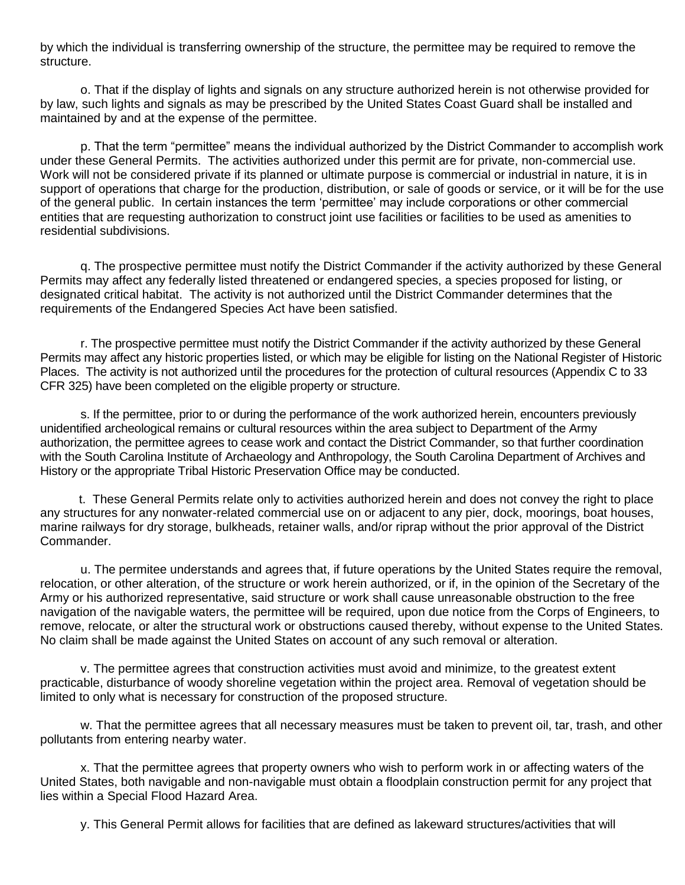by which the individual is transferring ownership of the structure, the permittee may be required to remove the structure.

o. That if the display of lights and signals on any structure authorized herein is not otherwise provided for by law, such lights and signals as may be prescribed by the United States Coast Guard shall be installed and maintained by and at the expense of the permittee.

p. That the term “permittee” means the individual authorized by the District Commander to accomplish work under these General Permits. The activities authorized under this permit are for private, non-commercial use. Work will not be considered private if its planned or ultimate purpose is commercial or industrial in nature, it is in support of operations that charge for the production, distribution, or sale of goods or service, or it will be for the use of the general public. In certain instances the term ‘permittee’ may include corporations or other commercial entities that are requesting authorization to construct joint use facilities or facilities to be used as amenities to residential subdivisions.

q. The prospective permittee must notify the District Commander if the activity authorized by these General Permits may affect any federally listed threatened or endangered species, a species proposed for listing, or designated critical habitat. The activity is not authorized until the District Commander determines that the requirements of the Endangered Species Act have been satisfied.

r. The prospective permittee must notify the District Commander if the activity authorized by these General Permits may affect any historic properties listed, or which may be eligible for listing on the National Register of Historic Places. The activity is not authorized until the procedures for the protection of cultural resources (Appendix C to 33 CFR 325) have been completed on the eligible property or structure.

s. If the permittee, prior to or during the performance of the work authorized herein, encounters previously unidentified archeological remains or cultural resources within the area subject to Department of the Army authorization, the permittee agrees to cease work and contact the District Commander, so that further coordination with the South Carolina Institute of Archaeology and Anthropology, the South Carolina Department of Archives and History or the appropriate Tribal Historic Preservation Office may be conducted.

t. These General Permits relate only to activities authorized herein and does not convey the right to place any structures for any nonwater-related commercial use on or adjacent to any pier, dock, moorings, boat houses, marine railways for dry storage, bulkheads, retainer walls, and/or riprap without the prior approval of the District Commander.

u. The permitee understands and agrees that, if future operations by the United States require the removal, relocation, or other alteration, of the structure or work herein authorized, or if, in the opinion of the Secretary of the Army or his authorized representative, said structure or work shall cause unreasonable obstruction to the free navigation of the navigable waters, the permittee will be required, upon due notice from the Corps of Engineers, to remove, relocate, or alter the structural work or obstructions caused thereby, without expense to the United States. No claim shall be made against the United States on account of any such removal or alteration.

v. The permittee agrees that construction activities must avoid and minimize, to the greatest extent practicable, disturbance of woody shoreline vegetation within the project area. Removal of vegetation should be limited to only what is necessary for construction of the proposed structure.

w. That the permittee agrees that all necessary measures must be taken to prevent oil, tar, trash, and other pollutants from entering nearby water.

x. That the permittee agrees that property owners who wish to perform work in or affecting waters of the United States, both navigable and non-navigable must obtain a floodplain construction permit for any project that lies within a Special Flood Hazard Area.

y. This General Permit allows for facilities that are defined as lakeward structures/activities that will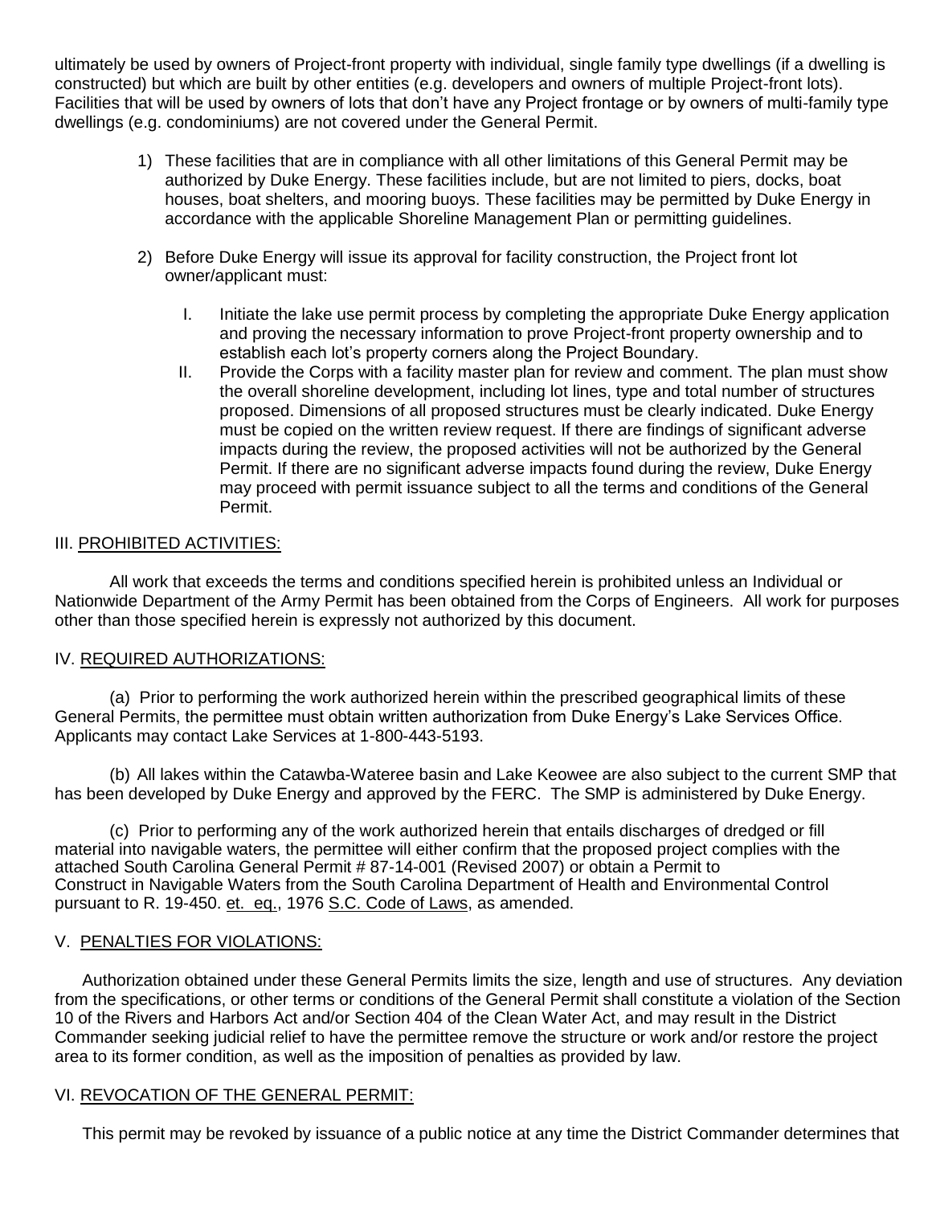ultimately be used by owners of Project-front property with individual, single family type dwellings (if a dwelling is constructed) but which are built by other entities (e.g. developers and owners of multiple Project-front lots). Facilities that will be used by owners of lots that don't have any Project frontage or by owners of multi-family type dwellings (e.g. condominiums) are not covered under the General Permit.

1) These facilities that are in compliance with all other limitations of this General Permit may be authorized by Duke Energy. These facilities include, but are not limited to piers, docks, boat houses, boat shelters, and mooring buoys. These facilities may be permitted by Duke Energy in accordance with the applicable Shoreline Management Plan or permitting guidelines.

2) Before Duke Energy will issue its approval for facility construction, the Project front lot owner/applicant must:

   I. Initiate the lake use permit process by completing the appropriate Duke Energy application and proving the necessary information to prove Project-front property ownership and to establish each lot's property corners along the Project Boundary.

   II. Provide the Corps with a facility master plan for review and comment. The plan must show the overall shoreline development, including lot lines, type and total number of structures proposed. Dimensions of all proposed structures must be clearly indicated. Duke Energy must be copied on the written review request. If there are findings of significant adverse impacts during the review, the proposed activities will not be authorized by the General Permit. If there are no significant adverse impacts found during the review, Duke Energy may proceed with permit issuance subject to all the terms and conditions of the General Permit.

## III. PROHIBITED ACTIVITIES:

All work that exceeds the terms and conditions specified herein is prohibited unless an Individual or Nationwide Department of the Army Permit has been obtained from the Corps of Engineers. All work for purposes other than those specified herein is expressly not authorized by this document.

## IV. REQUIRED AUTHORIZATIONS:

(a) Prior to performing the work authorized herein within the prescribed geographical limits of these General Permits, the permittee must obtain written authorization from Duke Energy's Lake Services Office. Applicants may contact Lake Services at 1-800-443-5193.

(b) All lakes within the Catawba-Wateree basin and Lake Keowee are also subject to the current SMP that has been developed by Duke Energy and approved by the FERC. The SMP is administered by Duke Energy.

(c) Prior to performing any of the work authorized herein that entails discharges of dredged or fill material into navigable waters, the permittee will either confirm that the proposed project complies with the attached South Carolina General Permit # 87-14-001 (Revised 2007) or obtain a Permit to Construct in Navigable Waters from the South Carolina Department of Health and Environmental Control pursuant to R. 19-450. et. eq., 1976 S.C. Code of Laws, as amended.

## V. PENALTIES FOR VIOLATIONS:

Authorization obtained under these General Permits limits the size, length and use of structures. Any deviation from the specifications, or other terms or conditions of the General Permit shall constitute a violation of the Section 10 of the Rivers and Harbors Act and/or Section 404 of the Clean Water Act, and may result in the District Commander seeking judicial relief to have the permittee remove the structure or work and/or restore the project area to its former condition, as well as the imposition of penalties as provided by law.

## VI. REVOCATION OF THE GENERAL PERMIT:

This permit may be revoked by issuance of a public notice at any time the District Commander determines that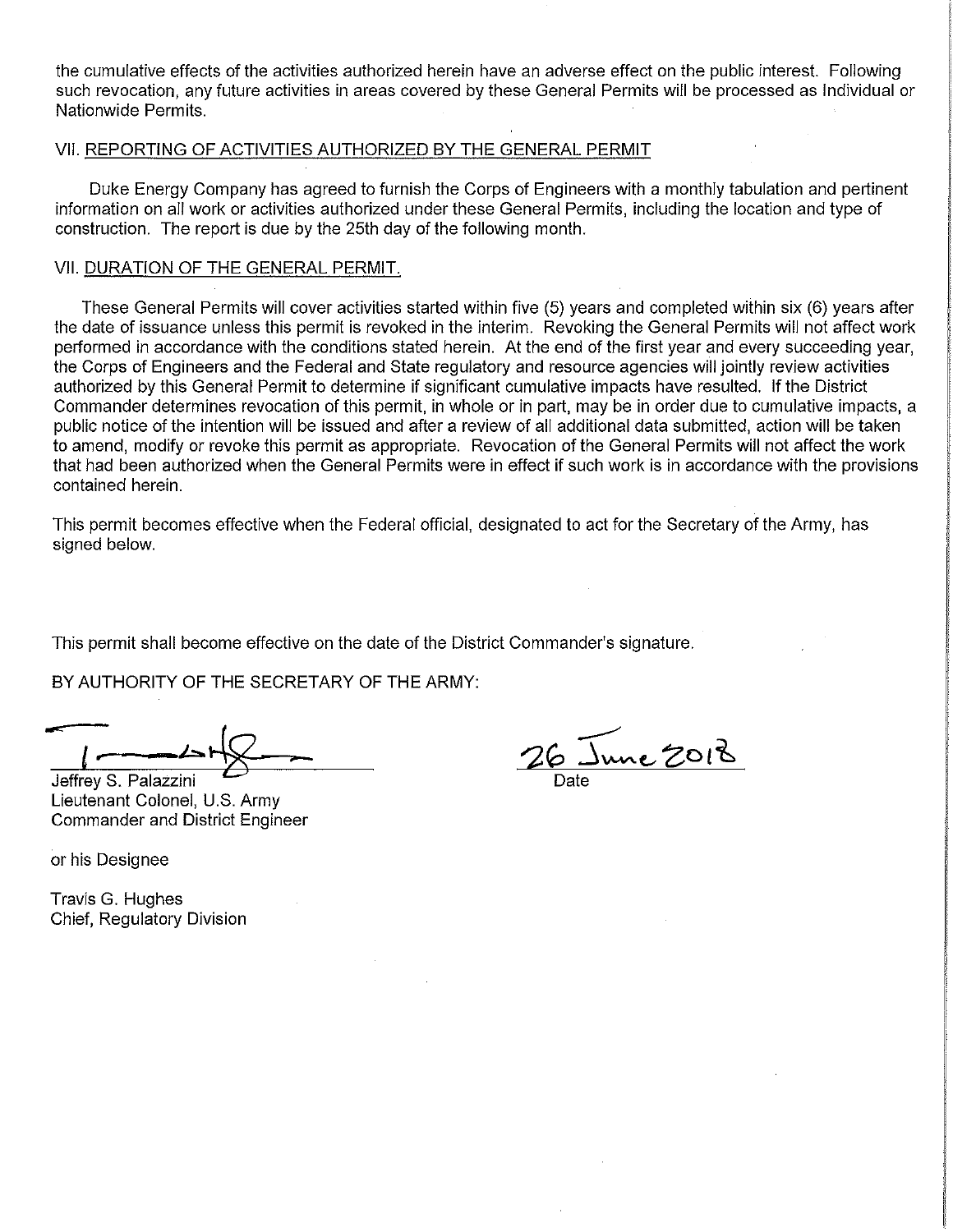the cumulative effects of the activities authorized herein have an adverse effect on the public interest. Following such revocation, any future activities in areas covered by these General Permits will be processed as Individual or Nationwide Permits.

## VII. REPORTING OF ACTIVITIES AUTHORIZED BY THE GENERAL PERMIT

Duke Energy Company has agreed to furnish the Corps of Engineers with a monthly tabulation and pertinent information on all work or activities authorized under these General Permits, including the location and type of construction. The report is due by the 25th day of the following month.

## VII. DURATION OF THE GENERAL PERMIT.

These General Permits will cover activities started within five (5) years and completed within six (6) years after the date of issuance unless this permit is revoked in the interim. Revoking the General Permits will not affect work performed in accordance with the conditions stated herein. At the end of the first year and every succeeding year, the Corps of Engineers and the Federal and State regulatory and resource agencies will jointly review activities authorized by this General Permit to determine if significant cumulative impacts have resulted. If the District Commander determines revocation of this permit, in whole or in part, may be in order due to cumulative impacts, a public notice of the intention will be issued and after a review of all additional data submitted, action will be taken to amend, modify or revoke this permit as appropriate. Revocation of the General Permits will not affect the work that had been authorized when the General Permits were in effect if such work is in accordance with the provisions contained herein.

This permit becomes effective when the Federal official, designated to act for the Secretary of the Army, has signed below.

This permit shall become effective on the date of the District Commander's signature.

BY AUTHORITY OF THE SECRETARY OF THE ARMY:

Jeffrey S. Palazzini
Lieutenant Colonel, U.S. Army
Commander and District Engineer

or his Designee

Travis G. Hughes
Chief, Regulatory Division

26 June 2018
Date